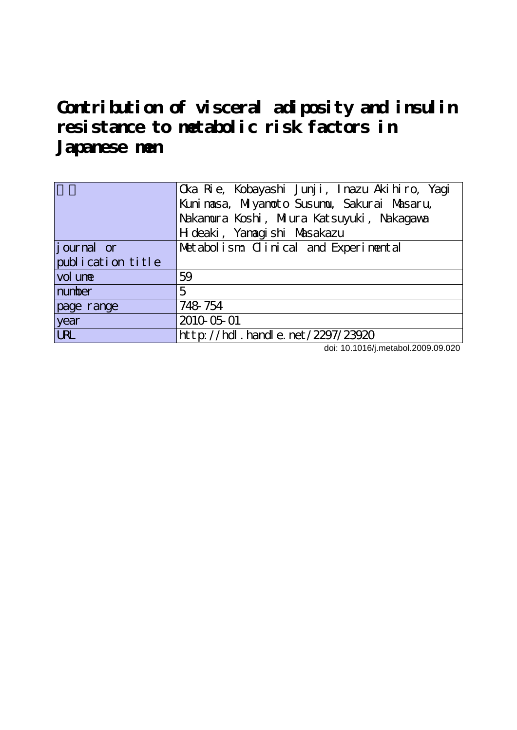# Contribution of visceral adiposity and insulin resistance to metabolic risk factors in Japanese men

| 著者 | Oka Rie, Kobayashi Junji, Inazu Akihiro, Yagi Kunimasa, Miyamoto Susumu, Sakurai Masaru, Nakamura Koshi, Miura Katsuyuki, Nakagawa Hideaki, Yamagishi Masakazu |
|---|---|
| journal or publication title | Metabolism: Clinical and Experimental |
| volume | 59 |
| number | 5 |
| page range | 748-754 |
| year | 2010-05-01 |
| URL | http://hdl.handle.net/2297/23920 |

doi: 10.1016/j.metabol.2009.09.020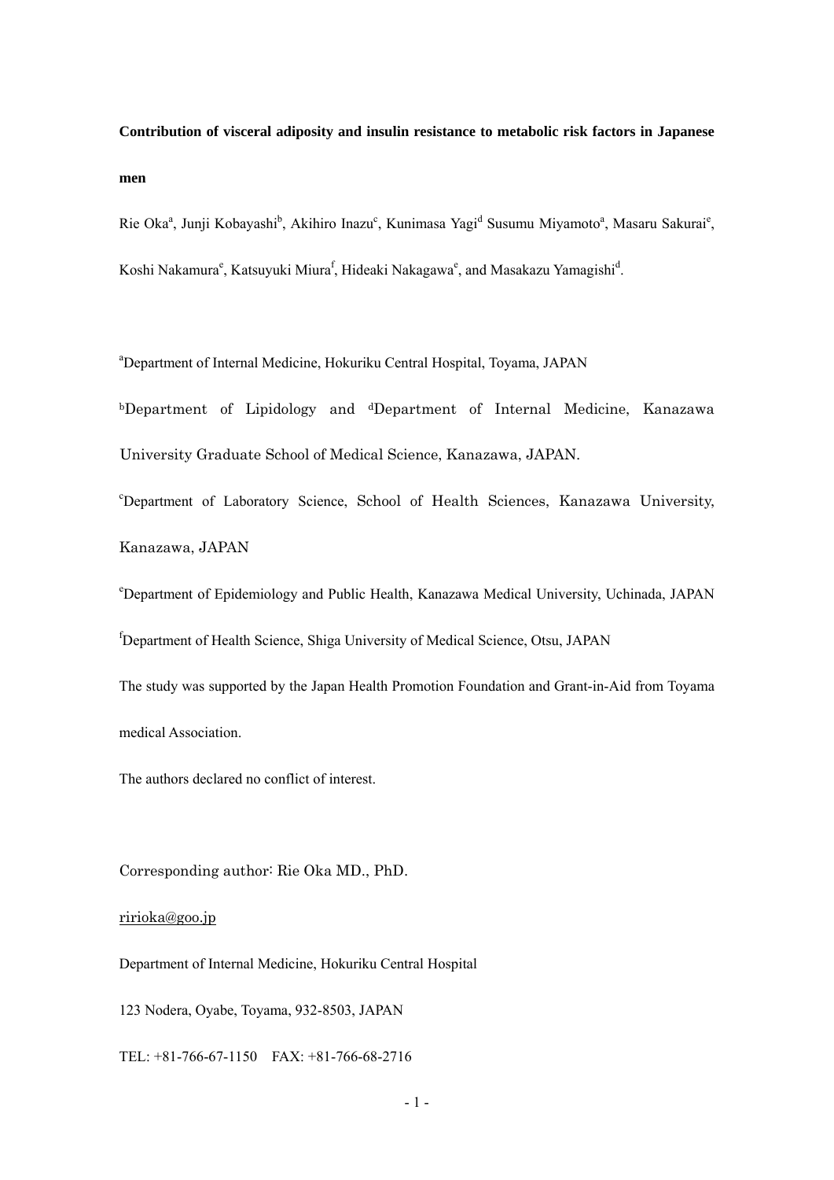**Contribution of visceral adiposity and insulin resistance to metabolic risk factors in Japanese men**

Rie Oka[a], Junji Kobayashi[b], Akihiro Inazu[c], Kunimasa Yagi[d] Susumu Miyamoto[a], Masaru Sakurai[e], Koshi Nakamura[e], Katsuyuki Miura[f], Hideaki Nakagawa[e], and Masakazu Yamagishi[d].

[a]Department of Internal Medicine, Hokuriku Central Hospital, Toyama, JAPAN

[b]Department of Lipidology and [d]Department of Internal Medicine, Kanazawa University Graduate School of Medical Science, Kanazawa, JAPAN.

[c]Department of Laboratory Science, School of Health Sciences, Kanazawa University, Kanazawa, JAPAN

[e]Department of Epidemiology and Public Health, Kanazawa Medical University, Uchinada, JAPAN

[f]Department of Health Science, Shiga University of Medical Science, Otsu, JAPAN

The study was supported by the Japan Health Promotion Foundation and Grant-in-Aid from Toyama medical Association.

The authors declared no conflict of interest.

Corresponding author: Rie Oka MD., PhD.

ririoka@goo.jp

Department of Internal Medicine, Hokuriku Central Hospital

123 Nodera, Oyabe, Toyama, 932-8503, JAPAN

TEL: +81-766-67-1150　FAX: +81-766-68-2716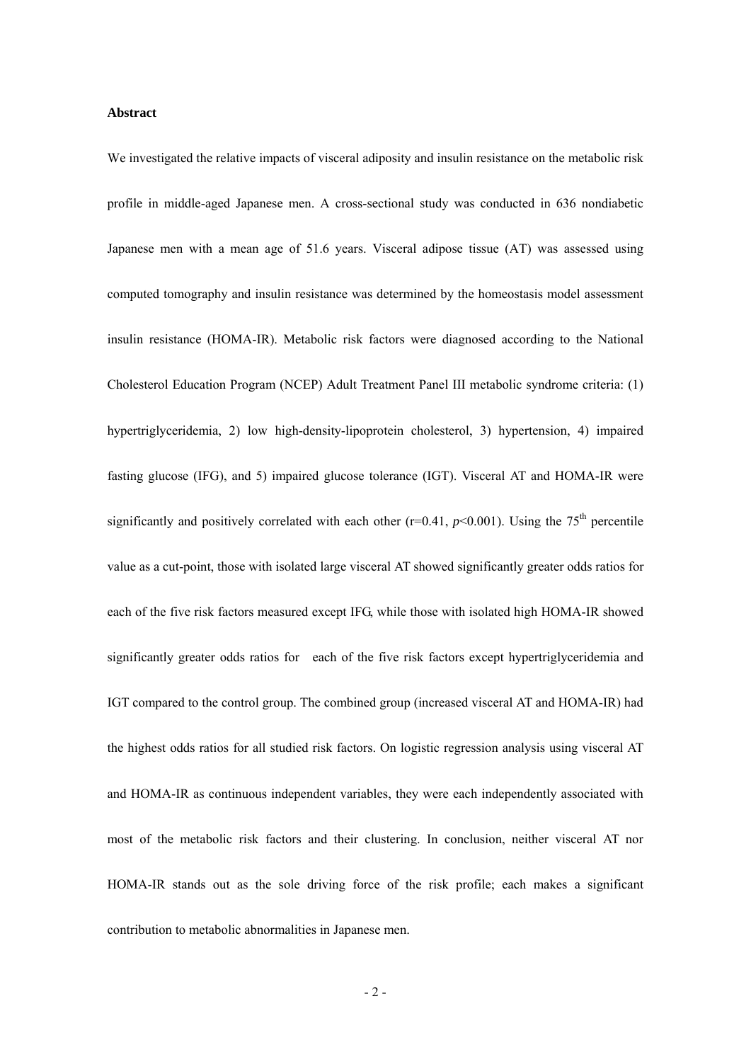**Abstract**

We investigated the relative impacts of visceral adiposity and insulin resistance on the metabolic risk profile in middle-aged Japanese men. A cross-sectional study was conducted in 636 nondiabetic Japanese men with a mean age of 51.6 years. Visceral adipose tissue (AT) was assessed using computed tomography and insulin resistance was determined by the homeostasis model assessment insulin resistance (HOMA-IR). Metabolic risk factors were diagnosed according to the National Cholesterol Education Program (NCEP) Adult Treatment Panel III metabolic syndrome criteria: (1) hypertriglyceridemia, 2) low high-density-lipoprotein cholesterol, 3) hypertension, 4) impaired fasting glucose (IFG), and 5) impaired glucose tolerance (IGT). Visceral AT and HOMA-IR were significantly and positively correlated with each other ($r=0.41$, $p<0.001$). Using the $75^{th}$ percentile value as a cut-point, those with isolated large visceral AT showed significantly greater odds ratios for each of the five risk factors measured except IFG, while those with isolated high HOMA-IR showed significantly greater odds ratios for each of the five risk factors except hypertriglyceridemia and IGT compared to the control group. The combined group (increased visceral AT and HOMA-IR) had the highest odds ratios for all studied risk factors. On logistic regression analysis using visceral AT and HOMA-IR as continuous independent variables, they were each independently associated with most of the metabolic risk factors and their clustering. In conclusion, neither visceral AT nor HOMA-IR stands out as the sole driving force of the risk profile; each makes a significant contribution to metabolic abnormalities in Japanese men.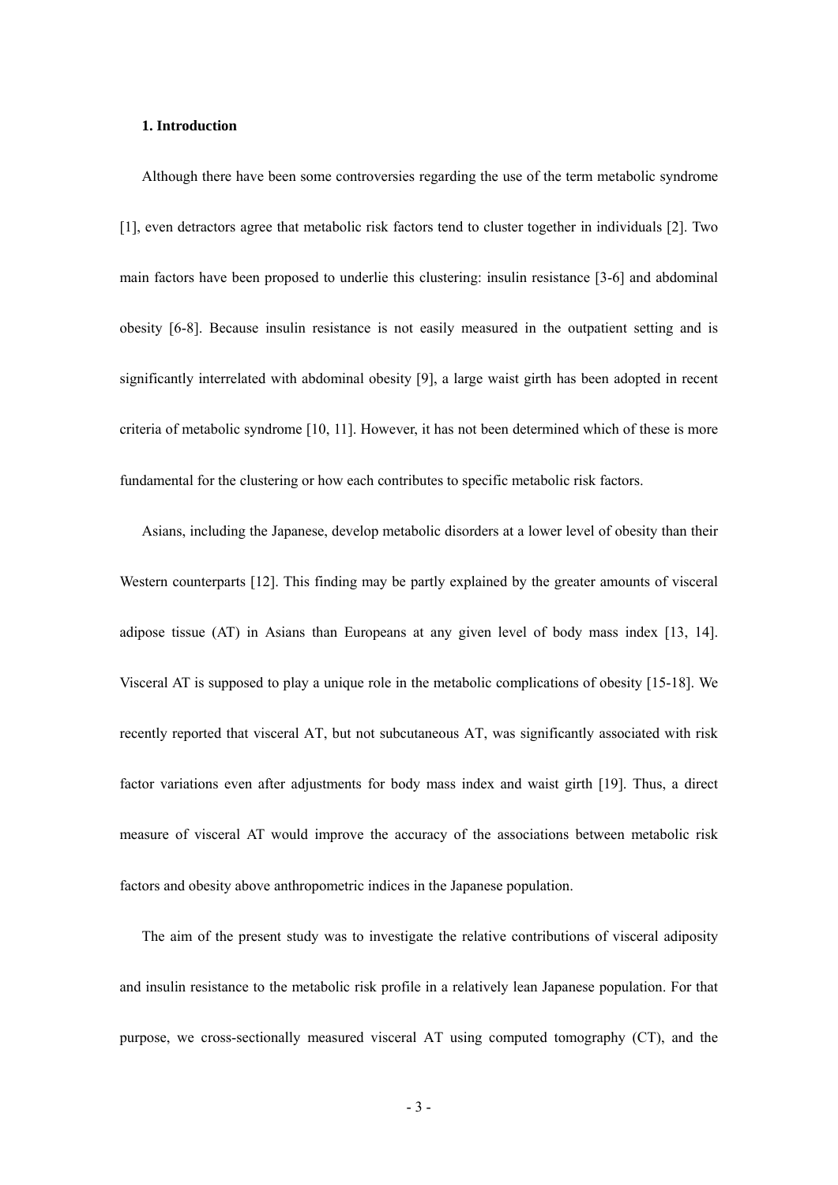## 1. Introduction

Although there have been some controversies regarding the use of the term metabolic syndrome [1], even detractors agree that metabolic risk factors tend to cluster together in individuals [2]. Two main factors have been proposed to underlie this clustering: insulin resistance [3-6] and abdominal obesity [6-8]. Because insulin resistance is not easily measured in the outpatient setting and is significantly interrelated with abdominal obesity [9], a large waist girth has been adopted in recent criteria of metabolic syndrome [10, 11]. However, it has not been determined which of these is more fundamental for the clustering or how each contributes to specific metabolic risk factors.

Asians, including the Japanese, develop metabolic disorders at a lower level of obesity than their Western counterparts [12]. This finding may be partly explained by the greater amounts of visceral adipose tissue (AT) in Asians than Europeans at any given level of body mass index [13, 14]. Visceral AT is supposed to play a unique role in the metabolic complications of obesity [15-18]. We recently reported that visceral AT, but not subcutaneous AT, was significantly associated with risk factor variations even after adjustments for body mass index and waist girth [19]. Thus, a direct measure of visceral AT would improve the accuracy of the associations between metabolic risk factors and obesity above anthropometric indices in the Japanese population.

The aim of the present study was to investigate the relative contributions of visceral adiposity and insulin resistance to the metabolic risk profile in a relatively lean Japanese population. For that purpose, we cross-sectionally measured visceral AT using computed tomography (CT), and the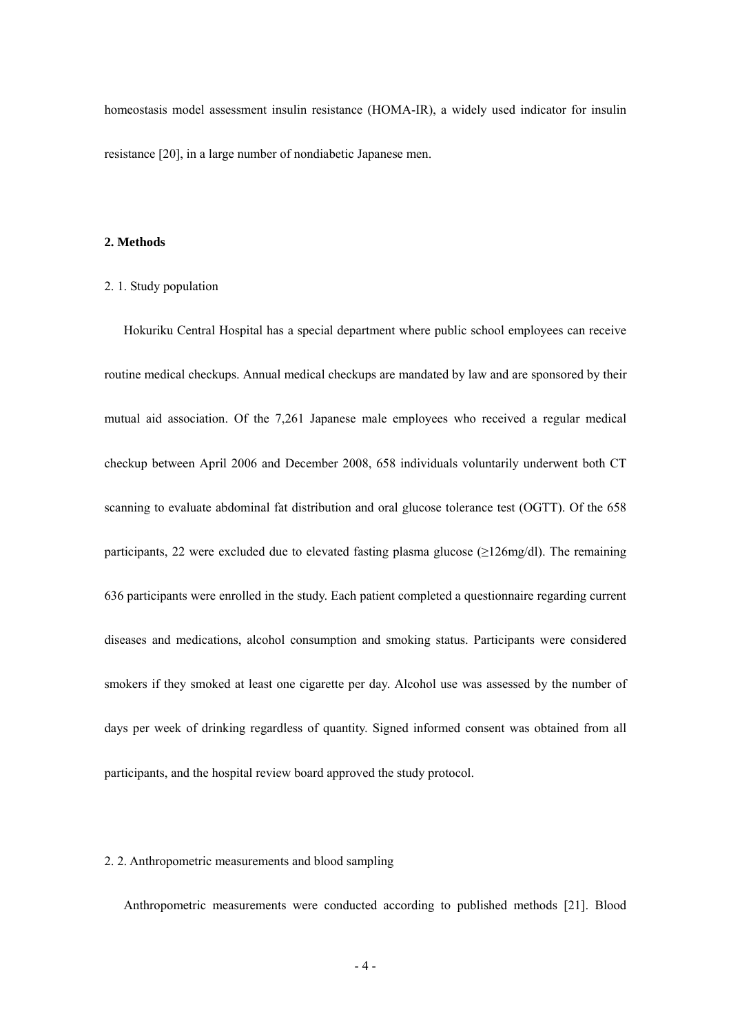homeostasis model assessment insulin resistance (HOMA-IR), a widely used indicator for insulin resistance [20], in a large number of nondiabetic Japanese men.

## 2. Methods

### 2. 1. Study population

Hokuriku Central Hospital has a special department where public school employees can receive routine medical checkups. Annual medical checkups are mandated by law and are sponsored by their mutual aid association. Of the 7,261 Japanese male employees who received a regular medical checkup between April 2006 and December 2008, 658 individuals voluntarily underwent both CT scanning to evaluate abdominal fat distribution and oral glucose tolerance test (OGTT). Of the 658 participants, 22 were excluded due to elevated fasting plasma glucose ($\geq$126mg/dl). The remaining 636 participants were enrolled in the study. Each patient completed a questionnaire regarding current diseases and medications, alcohol consumption and smoking status. Participants were considered smokers if they smoked at least one cigarette per day. Alcohol use was assessed by the number of days per week of drinking regardless of quantity. Signed informed consent was obtained from all participants, and the hospital review board approved the study protocol.

### 2. 2. Anthropometric measurements and blood sampling

Anthropometric measurements were conducted according to published methods [21]. Blood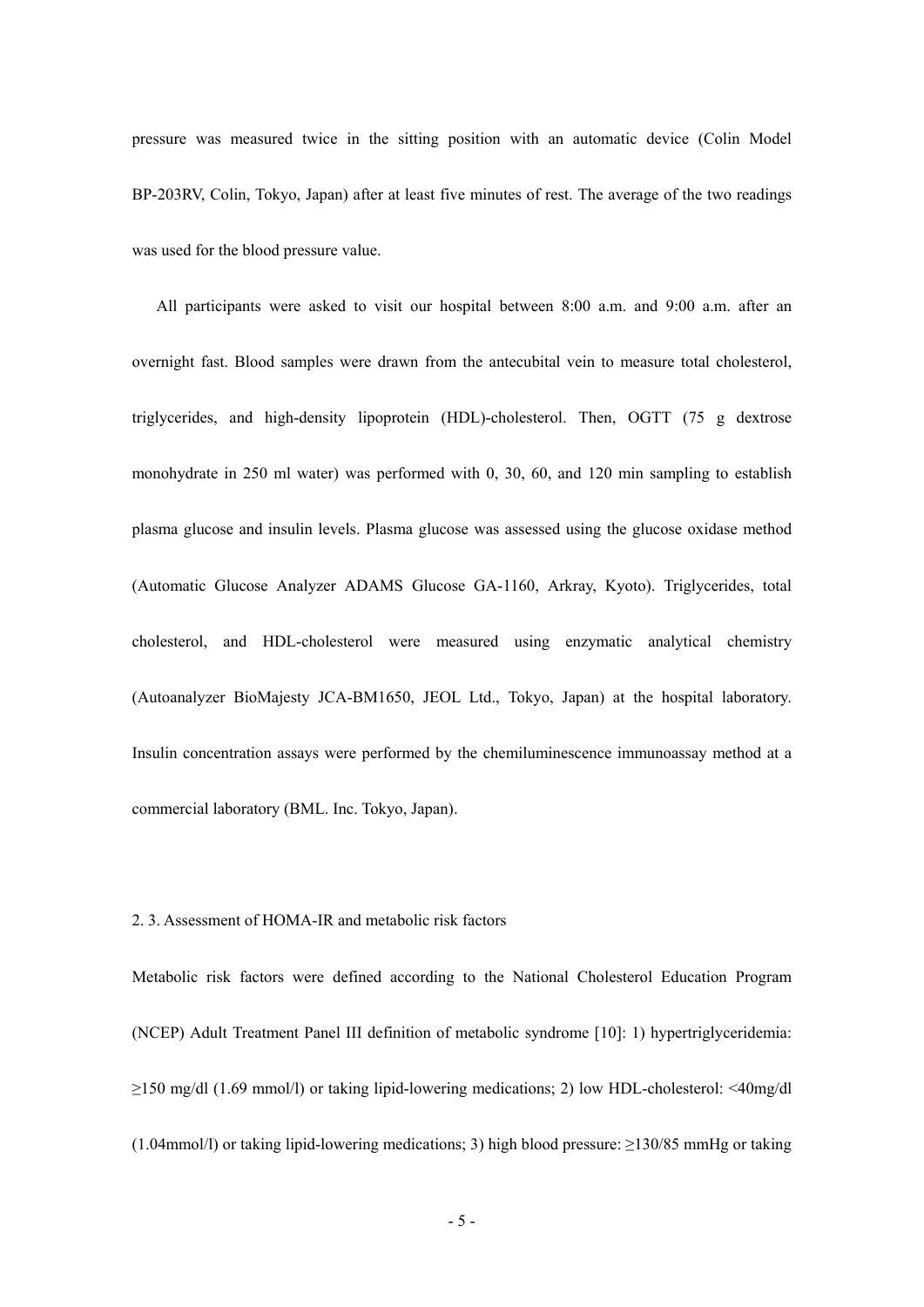pressure was measured twice in the sitting position with an automatic device (Colin Model BP-203RV, Colin, Tokyo, Japan) after at least five minutes of rest. The average of the two readings was used for the blood pressure value.

All participants were asked to visit our hospital between 8:00 a.m. and 9:00 a.m. after an overnight fast. Blood samples were drawn from the antecubital vein to measure total cholesterol, triglycerides, and high-density lipoprotein (HDL)-cholesterol. Then, OGTT (75 g dextrose monohydrate in 250 ml water) was performed with 0, 30, 60, and 120 min sampling to establish plasma glucose and insulin levels. Plasma glucose was assessed using the glucose oxidase method (Automatic Glucose Analyzer ADAMS Glucose GA-1160, Arkray, Kyoto). Triglycerides, total cholesterol, and HDL-cholesterol were measured using enzymatic analytical chemistry (Autoanalyzer BioMajesty JCA-BM1650, JEOL Ltd., Tokyo, Japan) at the hospital laboratory. Insulin concentration assays were performed by the chemiluminescence immunoassay method at a commercial laboratory (BML. Inc. Tokyo, Japan).

### 2. 3. Assessment of HOMA-IR and metabolic risk factors

Metabolic risk factors were defined according to the National Cholesterol Education Program (NCEP) Adult Treatment Panel III definition of metabolic syndrome [10]: 1) hypertriglyceridemia: ≥150 mg/dl (1.69 mmol/l) or taking lipid-lowering medications; 2) low HDL-cholesterol: <40mg/dl (1.04mmol/l) or taking lipid-lowering medications; 3) high blood pressure: ≥130/85 mmHg or taking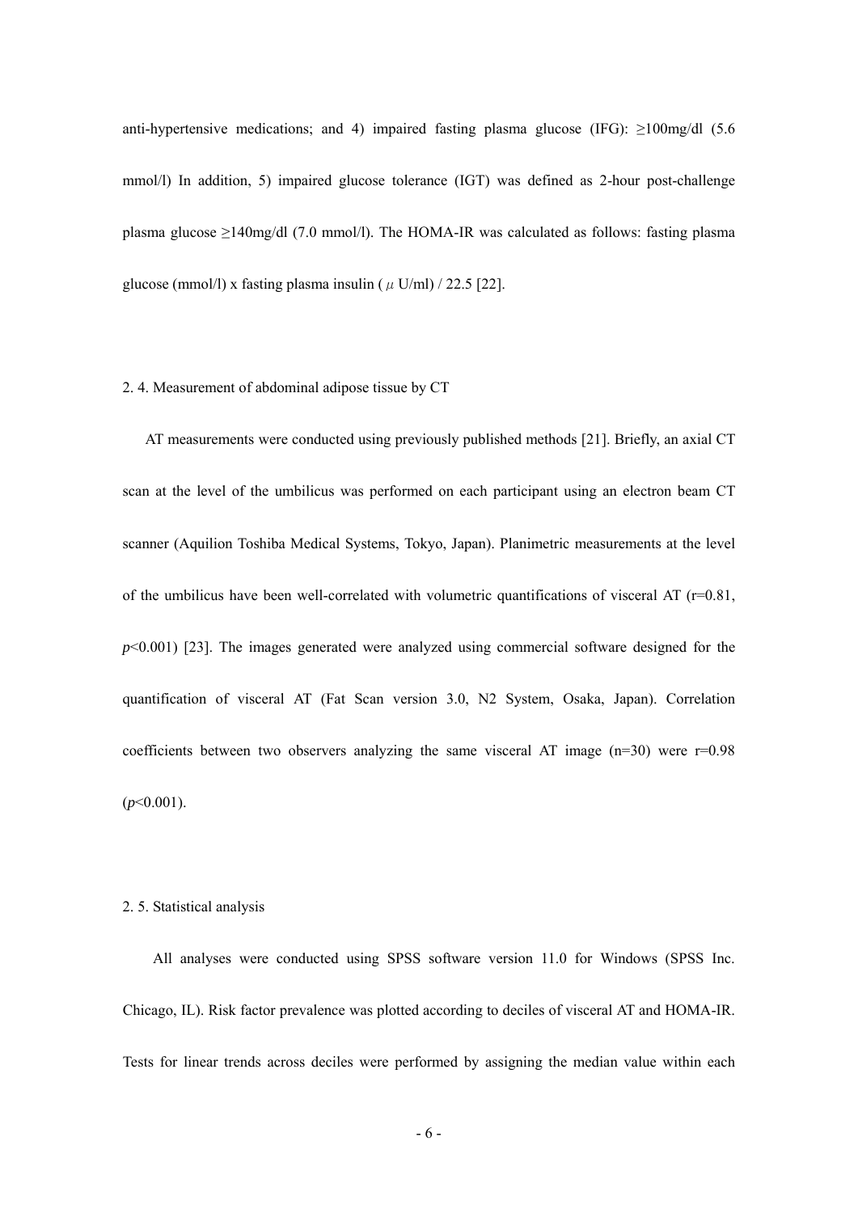anti-hypertensive medications; and 4) impaired fasting plasma glucose (IFG): $\geq$100mg/dl (5.6 mmol/l) In addition, 5) impaired glucose tolerance (IGT) was defined as 2-hour post-challenge plasma glucose $\geq$140mg/dl (7.0 mmol/l). The HOMA-IR was calculated as follows: fasting plasma glucose (mmol/l) x fasting plasma insulin ($\mu$ U/ml) / 22.5 [22].

### 2. 4. Measurement of abdominal adipose tissue by CT

AT measurements were conducted using previously published methods [21]. Briefly, an axial CT scan at the level of the umbilicus was performed on each participant using an electron beam CT scanner (Aquilion Toshiba Medical Systems, Tokyo, Japan). Planimetric measurements at the level of the umbilicus have been well-correlated with volumetric quantifications of visceral AT (r=0.81, *p*<0.001) [23]. The images generated were analyzed using commercial software designed for the quantification of visceral AT (Fat Scan version 3.0, N2 System, Osaka, Japan). Correlation coefficients between two observers analyzing the same visceral AT image (n=30) were r=0.98 (*p*<0.001).

### 2. 5. Statistical analysis

All analyses were conducted using SPSS software version 11.0 for Windows (SPSS Inc. Chicago, IL). Risk factor prevalence was plotted according to deciles of visceral AT and HOMA-IR. Tests for linear trends across deciles were performed by assigning the median value within each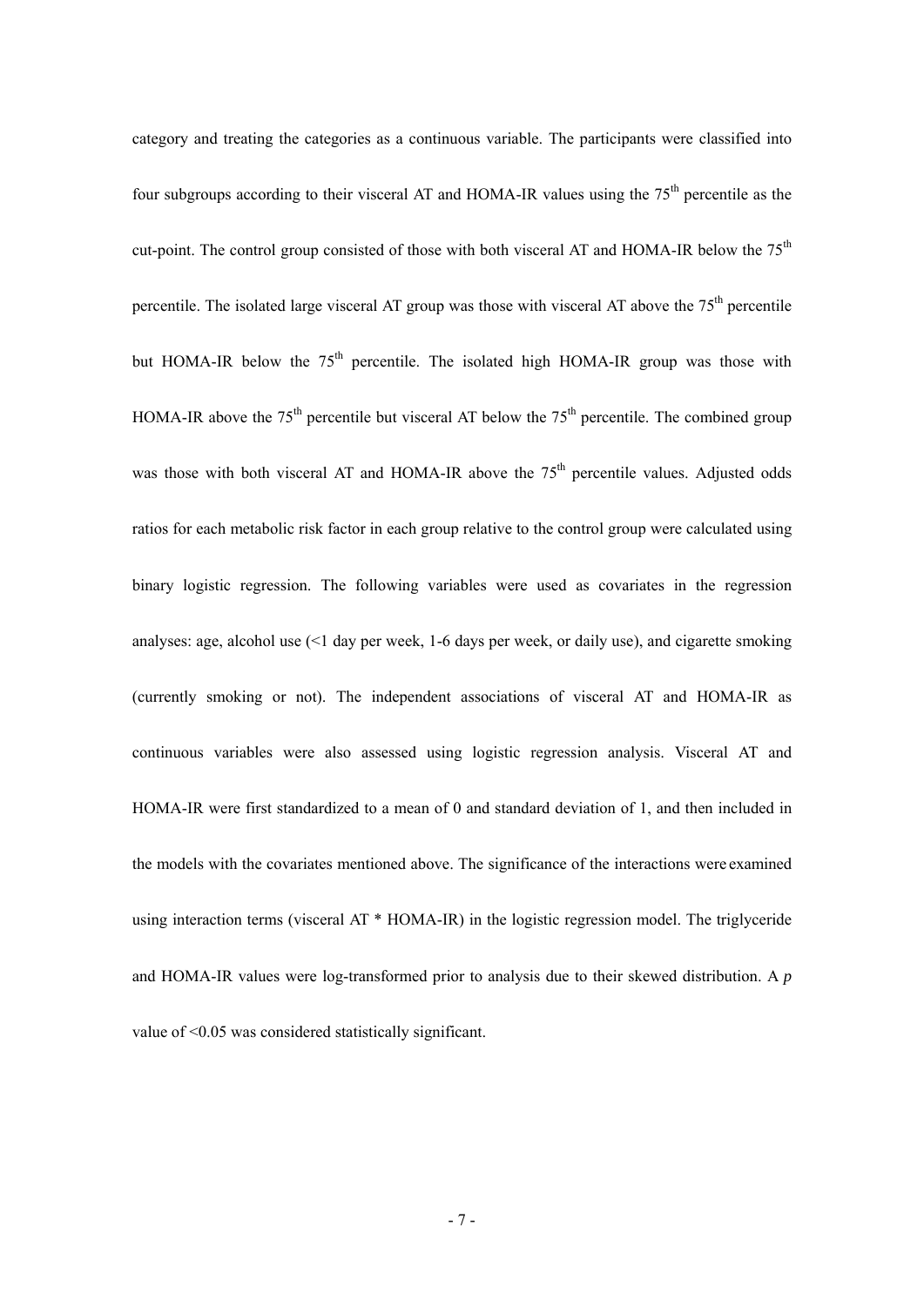category and treating the categories as a continuous variable. The participants were classified into four subgroups according to their visceral AT and HOMA-IR values using the $75^{th}$ percentile as the cut-point. The control group consisted of those with both visceral AT and HOMA-IR below the $75^{th}$ percentile. The isolated large visceral AT group was those with visceral AT above the $75^{th}$ percentile but HOMA-IR below the $75^{th}$ percentile. The isolated high HOMA-IR group was those with HOMA-IR above the $75^{th}$ percentile but visceral AT below the $75^{th}$ percentile. The combined group was those with both visceral AT and HOMA-IR above the $75^{th}$ percentile values. Adjusted odds ratios for each metabolic risk factor in each group relative to the control group were calculated using binary logistic regression. The following variables were used as covariates in the regression analyses: age, alcohol use (<1 day per week, 1-6 days per week, or daily use), and cigarette smoking (currently smoking or not). The independent associations of visceral AT and HOMA-IR as continuous variables were also assessed using logistic regression analysis. Visceral AT and HOMA-IR were first standardized to a mean of 0 and standard deviation of 1, and then included in the models with the covariates mentioned above. The significance of the interactions were examined using interaction terms (visceral AT * HOMA-IR) in the logistic regression model. The triglyceride and HOMA-IR values were log-transformed prior to analysis due to their skewed distribution. A $p$ value of <0.05 was considered statistically significant.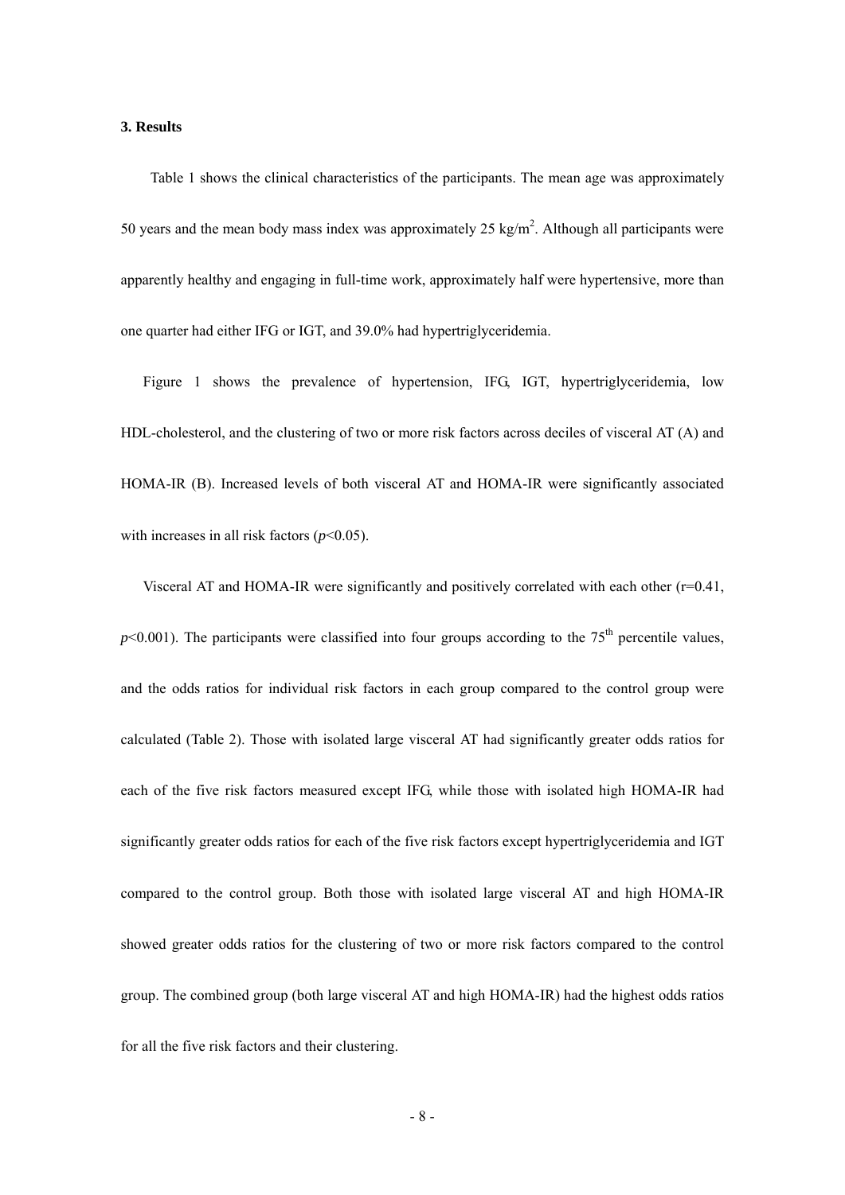### 3. Results

Table 1 shows the clinical characteristics of the participants. The mean age was approximately 50 years and the mean body mass index was approximately 25 kg/m$^2$. Although all participants were apparently healthy and engaging in full-time work, approximately half were hypertensive, more than one quarter had either IFG or IGT, and 39.0% had hypertriglyceridemia.

Figure 1 shows the prevalence of hypertension, IFG, IGT, hypertriglyceridemia, low HDL-cholesterol, and the clustering of two or more risk factors across deciles of visceral AT (A) and HOMA-IR (B). Increased levels of both visceral AT and HOMA-IR were significantly associated with increases in all risk factors ($p<0.05$).

Visceral AT and HOMA-IR were significantly and positively correlated with each other ($r=0.41$, $p<0.001$). The participants were classified into four groups according to the 75$^{th}$ percentile values, and the odds ratios for individual risk factors in each group compared to the control group were calculated (Table 2). Those with isolated large visceral AT had significantly greater odds ratios for each of the five risk factors measured except IFG, while those with isolated high HOMA-IR had significantly greater odds ratios for each of the five risk factors except hypertriglyceridemia and IGT compared to the control group. Both those with isolated large visceral AT and high HOMA-IR showed greater odds ratios for the clustering of two or more risk factors compared to the control group. The combined group (both large visceral AT and high HOMA-IR) had the highest odds ratios for all the five risk factors and their clustering.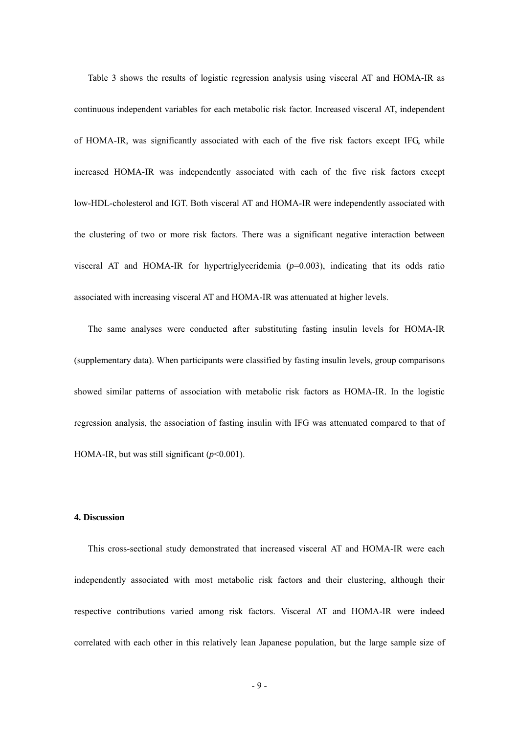Table 3 shows the results of logistic regression analysis using visceral AT and HOMA-IR as continuous independent variables for each metabolic risk factor. Increased visceral AT, independent of HOMA-IR, was significantly associated with each of the five risk factors except IFG, while increased HOMA-IR was independently associated with each of the five risk factors except low-HDL-cholesterol and IGT. Both visceral AT and HOMA-IR were independently associated with the clustering of two or more risk factors. There was a significant negative interaction between visceral AT and HOMA-IR for hypertriglyceridemia ($p$=0.003), indicating that its odds ratio associated with increasing visceral AT and HOMA-IR was attenuated at higher levels.

The same analyses were conducted after substituting fasting insulin levels for HOMA-IR (supplementary data). When participants were classified by fasting insulin levels, group comparisons showed similar patterns of association with metabolic risk factors as HOMA-IR. In the logistic regression analysis, the association of fasting insulin with IFG was attenuated compared to that of HOMA-IR, but was still significant ($p$<0.001).

## 4. Discussion

This cross-sectional study demonstrated that increased visceral AT and HOMA-IR were each independently associated with most metabolic risk factors and their clustering, although their respective contributions varied among risk factors. Visceral AT and HOMA-IR were indeed correlated with each other in this relatively lean Japanese population, but the large sample size of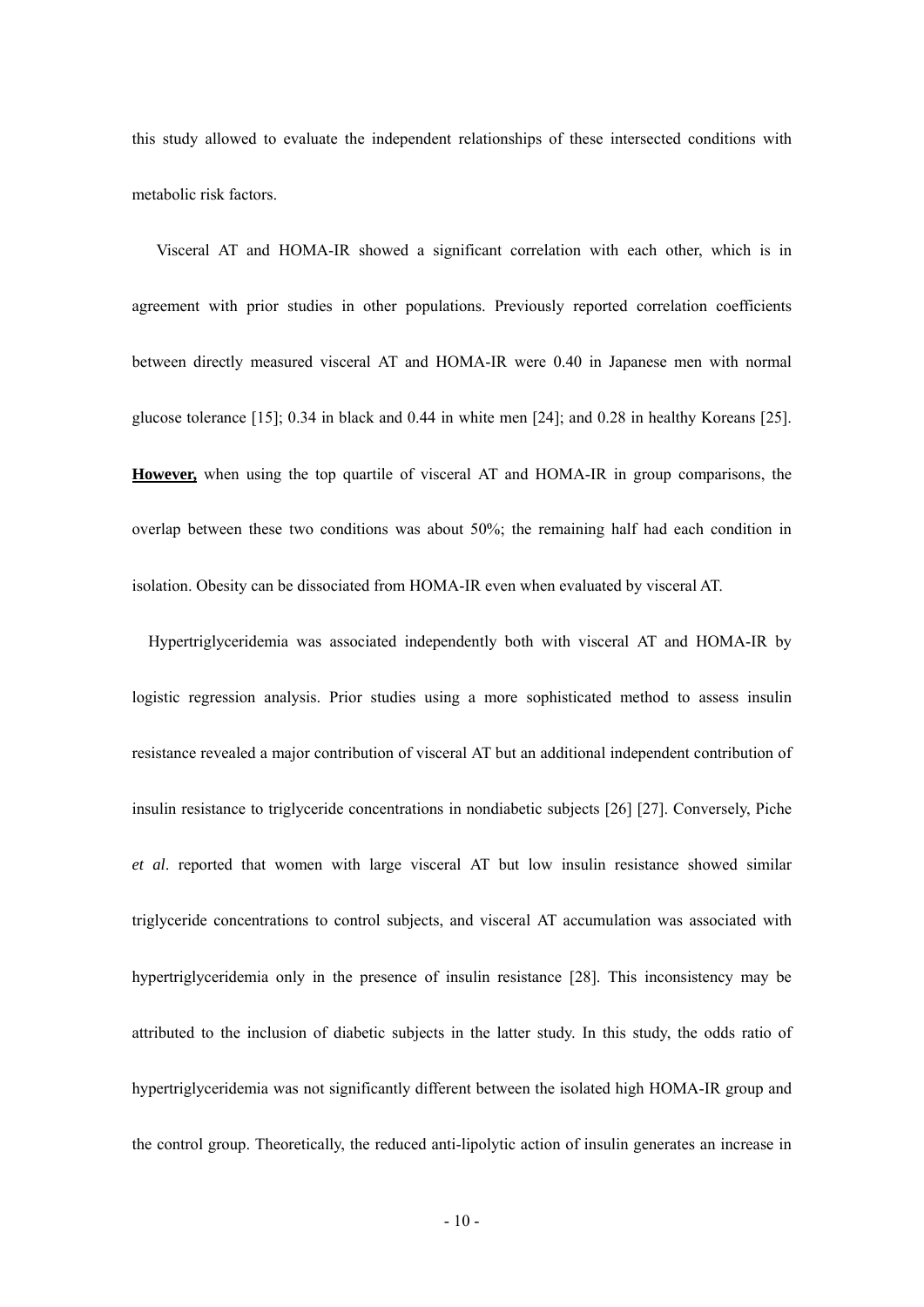this study allowed to evaluate the independent relationships of these intersected conditions with metabolic risk factors.

Visceral AT and HOMA-IR showed a significant correlation with each other, which is in agreement with prior studies in other populations. Previously reported correlation coefficients between directly measured visceral AT and HOMA-IR were 0.40 in Japanese men with normal glucose tolerance [15]; 0.34 in black and 0.44 in white men [24]; and 0.28 in healthy Koreans [25]. **However,** when using the top quartile of visceral AT and HOMA-IR in group comparisons, the overlap between these two conditions was about 50%; the remaining half had each condition in isolation. Obesity can be dissociated from HOMA-IR even when evaluated by visceral AT.

Hypertriglyceridemia was associated independently both with visceral AT and HOMA-IR by logistic regression analysis. Prior studies using a more sophisticated method to assess insulin resistance revealed a major contribution of visceral AT but an additional independent contribution of insulin resistance to triglyceride concentrations in nondiabetic subjects [26] [27]. Conversely, Piche *et al*. reported that women with large visceral AT but low insulin resistance showed similar triglyceride concentrations to control subjects, and visceral AT accumulation was associated with hypertriglyceridemia only in the presence of insulin resistance [28]. This inconsistency may be attributed to the inclusion of diabetic subjects in the latter study. In this study, the odds ratio of hypertriglyceridemia was not significantly different between the isolated high HOMA-IR group and the control group. Theoretically, the reduced anti-lipolytic action of insulin generates an increase in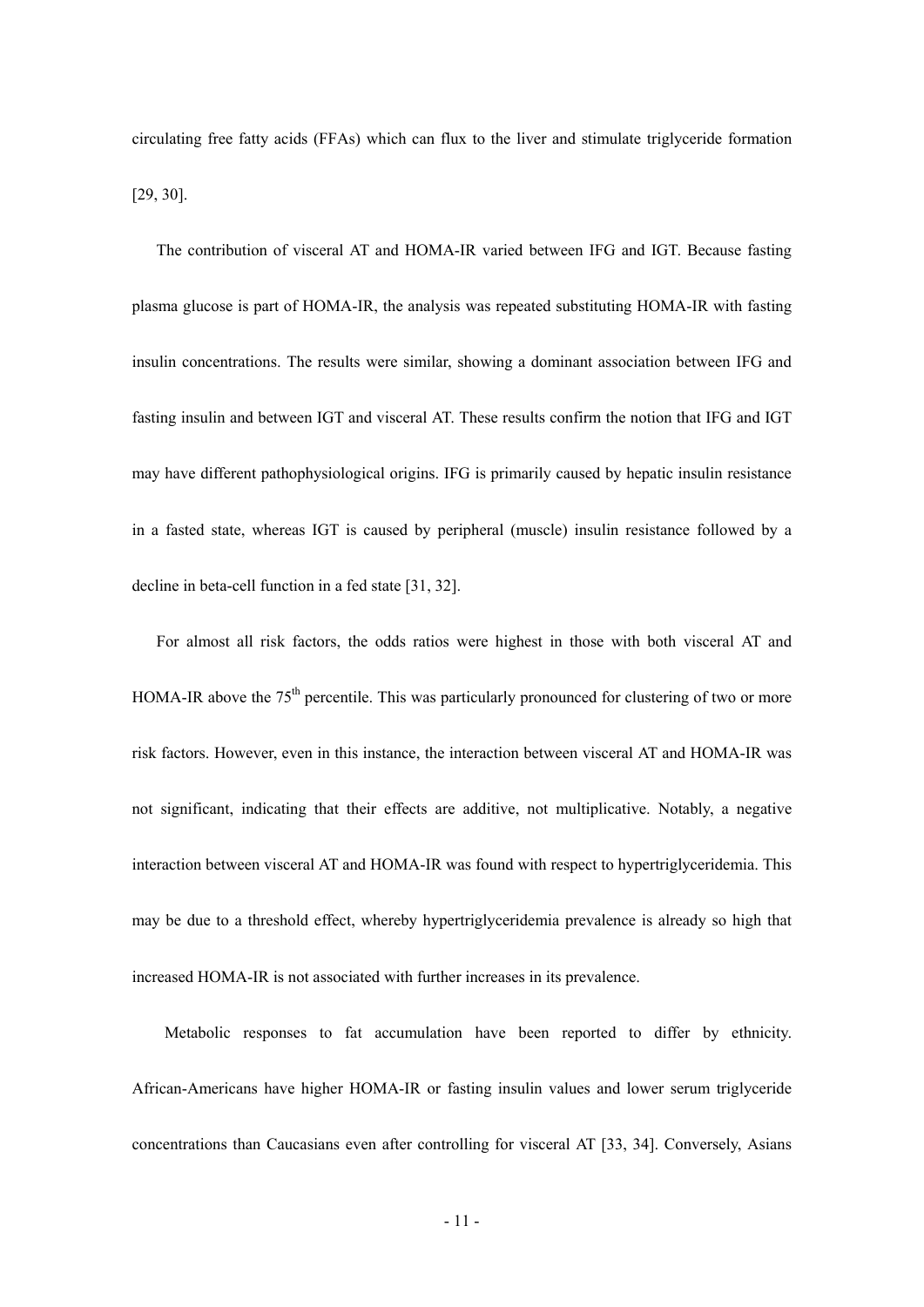circulating free fatty acids (FFAs) which can flux to the liver and stimulate triglyceride formation [29, 30].

The contribution of visceral AT and HOMA-IR varied between IFG and IGT. Because fasting plasma glucose is part of HOMA-IR, the analysis was repeated substituting HOMA-IR with fasting insulin concentrations. The results were similar, showing a dominant association between IFG and fasting insulin and between IGT and visceral AT. These results confirm the notion that IFG and IGT may have different pathophysiological origins. IFG is primarily caused by hepatic insulin resistance in a fasted state, whereas IGT is caused by peripheral (muscle) insulin resistance followed by a decline in beta-cell function in a fed state [31, 32].

For almost all risk factors, the odds ratios were highest in those with both visceral AT and HOMA-IR above the $75^{th}$ percentile. This was particularly pronounced for clustering of two or more risk factors. However, even in this instance, the interaction between visceral AT and HOMA-IR was not significant, indicating that their effects are additive, not multiplicative. Notably, a negative interaction between visceral AT and HOMA-IR was found with respect to hypertriglyceridemia. This may be due to a threshold effect, whereby hypertriglyceridemia prevalence is already so high that increased HOMA-IR is not associated with further increases in its prevalence.

Metabolic responses to fat accumulation have been reported to differ by ethnicity. African-Americans have higher HOMA-IR or fasting insulin values and lower serum triglyceride concentrations than Caucasians even after controlling for visceral AT [33, 34]. Conversely, Asians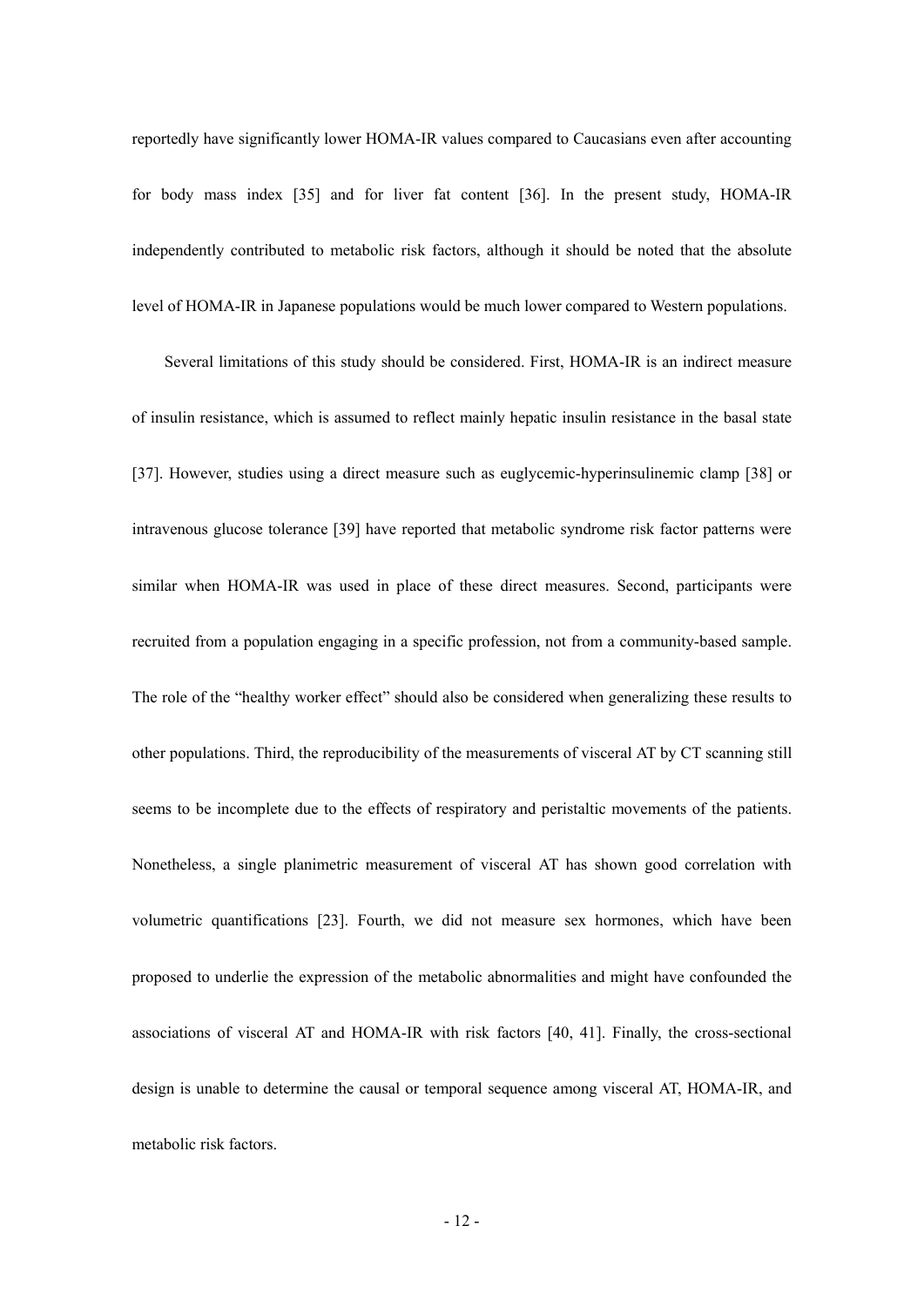reportedly have significantly lower HOMA-IR values compared to Caucasians even after accounting for body mass index [35] and for liver fat content [36]. In the present study, HOMA-IR independently contributed to metabolic risk factors, although it should be noted that the absolute level of HOMA-IR in Japanese populations would be much lower compared to Western populations.

Several limitations of this study should be considered. First, HOMA-IR is an indirect measure of insulin resistance, which is assumed to reflect mainly hepatic insulin resistance in the basal state [37]. However, studies using a direct measure such as euglycemic-hyperinsulinemic clamp [38] or intravenous glucose tolerance [39] have reported that metabolic syndrome risk factor patterns were similar when HOMA-IR was used in place of these direct measures. Second, participants were recruited from a population engaging in a specific profession, not from a community-based sample. The role of the "healthy worker effect" should also be considered when generalizing these results to other populations. Third, the reproducibility of the measurements of visceral AT by CT scanning still seems to be incomplete due to the effects of respiratory and peristaltic movements of the patients. Nonetheless, a single planimetric measurement of visceral AT has shown good correlation with volumetric quantifications [23]. Fourth, we did not measure sex hormones, which have been proposed to underlie the expression of the metabolic abnormalities and might have confounded the associations of visceral AT and HOMA-IR with risk factors [40, 41]. Finally, the cross-sectional design is unable to determine the causal or temporal sequence among visceral AT, HOMA-IR, and metabolic risk factors.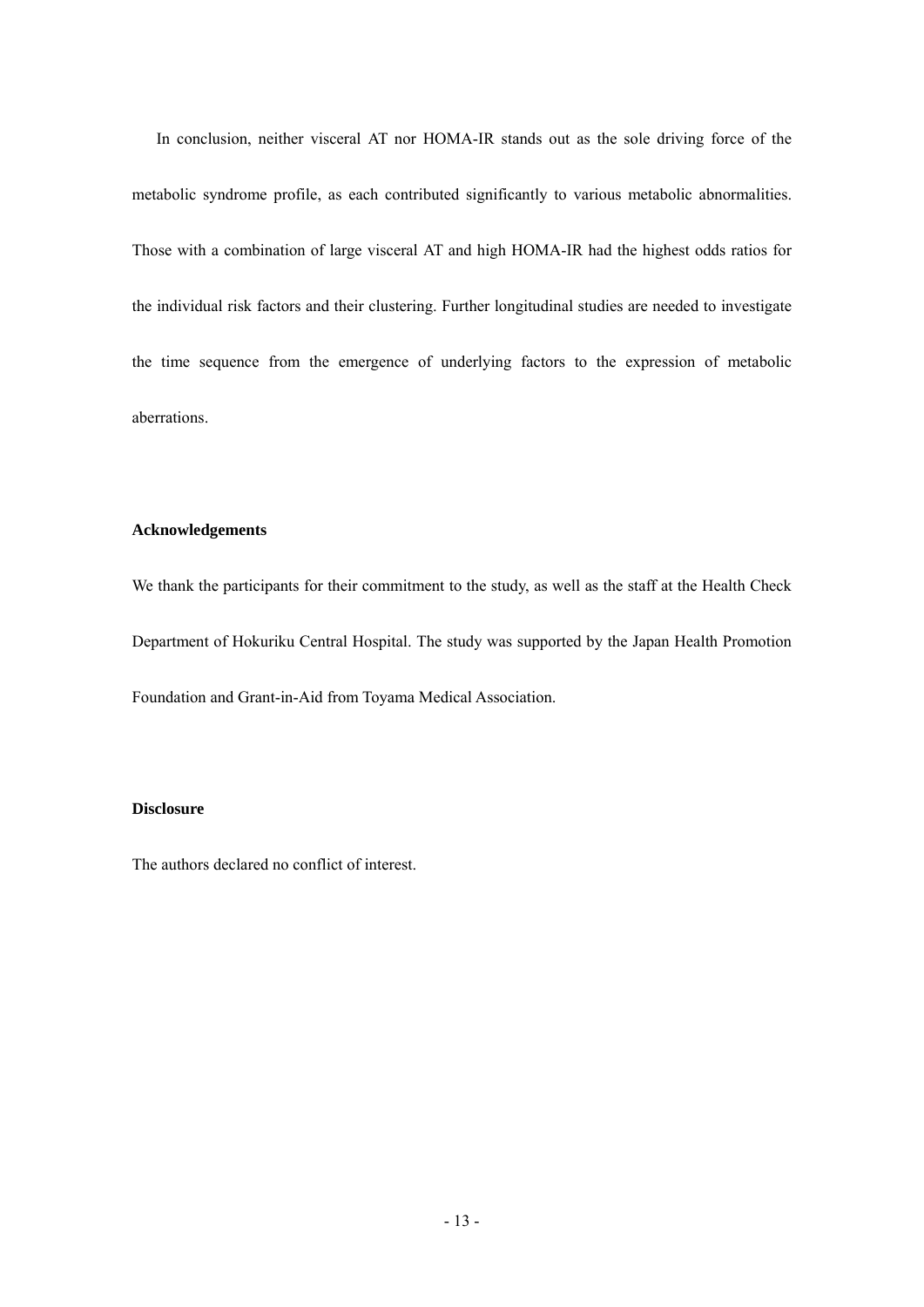In conclusion, neither visceral AT nor HOMA-IR stands out as the sole driving force of the metabolic syndrome profile, as each contributed significantly to various metabolic abnormalities. Those with a combination of large visceral AT and high HOMA-IR had the highest odds ratios for the individual risk factors and their clustering. Further longitudinal studies are needed to investigate the time sequence from the emergence of underlying factors to the expression of metabolic aberrations.

**Acknowledgements**

We thank the participants for their commitment to the study, as well as the staff at the Health Check Department of Hokuriku Central Hospital. The study was supported by the Japan Health Promotion Foundation and Grant-in-Aid from Toyama Medical Association.

**Disclosure**

The authors declared no conflict of interest.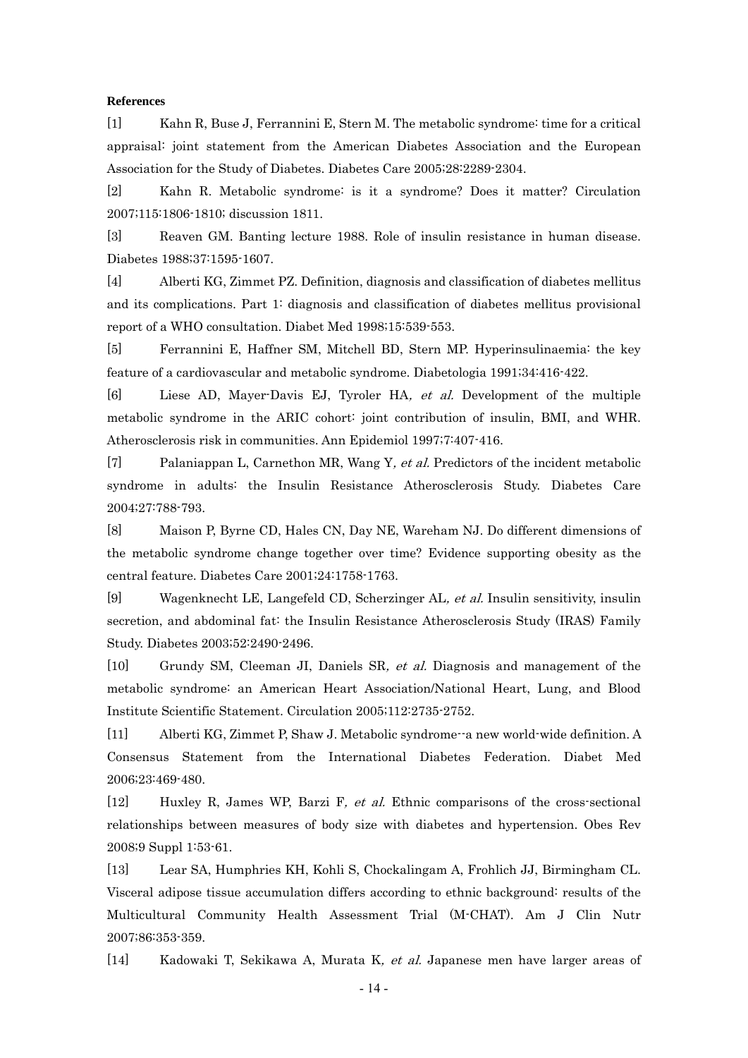**References**

[1] Kahn R, Buse J, Ferrannini E, Stern M. The metabolic syndrome: time for a critical appraisal: joint statement from the American Diabetes Association and the European Association for the Study of Diabetes. Diabetes Care 2005;28:2289-2304.

[2] Kahn R. Metabolic syndrome: is it a syndrome? Does it matter? Circulation 2007;115:1806-1810; discussion 1811.

[3] Reaven GM. Banting lecture 1988. Role of insulin resistance in human disease. Diabetes 1988;37:1595-1607.

[4] Alberti KG, Zimmet PZ. Definition, diagnosis and classification of diabetes mellitus and its complications. Part 1: diagnosis and classification of diabetes mellitus provisional report of a WHO consultation. Diabet Med 1998;15:539-553.

[5] Ferrannini E, Haffner SM, Mitchell BD, Stern MP. Hyperinsulinaemia: the key feature of a cardiovascular and metabolic syndrome. Diabetologia 1991;34:416-422.

[6] Liese AD, Mayer-Davis EJ, Tyroler HA*, et al.* Development of the multiple metabolic syndrome in the ARIC cohort: joint contribution of insulin, BMI, and WHR. Atherosclerosis risk in communities. Ann Epidemiol 1997;7:407-416.

[7] Palaniappan L, Carnethon MR, Wang Y*, et al.* Predictors of the incident metabolic syndrome in adults: the Insulin Resistance Atherosclerosis Study. Diabetes Care 2004;27:788-793.

[8] Maison P, Byrne CD, Hales CN, Day NE, Wareham NJ. Do different dimensions of the metabolic syndrome change together over time? Evidence supporting obesity as the central feature. Diabetes Care 2001;24:1758-1763.

[9] Wagenknecht LE, Langefeld CD, Scherzinger AL*, et al.* Insulin sensitivity, insulin secretion, and abdominal fat: the Insulin Resistance Atherosclerosis Study (IRAS) Family Study. Diabetes 2003;52:2490-2496.

[10] Grundy SM, Cleeman JI, Daniels SR*, et al.* Diagnosis and management of the metabolic syndrome: an American Heart Association/National Heart, Lung, and Blood Institute Scientific Statement. Circulation 2005;112:2735-2752.

[11] Alberti KG, Zimmet P, Shaw J. Metabolic syndrome--a new world-wide definition. A Consensus Statement from the International Diabetes Federation. Diabet Med 2006;23:469-480.

[12] Huxley R, James WP, Barzi F*, et al.* Ethnic comparisons of the cross-sectional relationships between measures of body size with diabetes and hypertension. Obes Rev 2008;9 Suppl 1:53-61.

[13] Lear SA, Humphries KH, Kohli S, Chockalingam A, Frohlich JJ, Birmingham CL. Visceral adipose tissue accumulation differs according to ethnic background: results of the Multicultural Community Health Assessment Trial (M-CHAT). Am J Clin Nutr 2007;86:353-359.

[14] Kadowaki T, Sekikawa A, Murata K*, et al.* Japanese men have larger areas of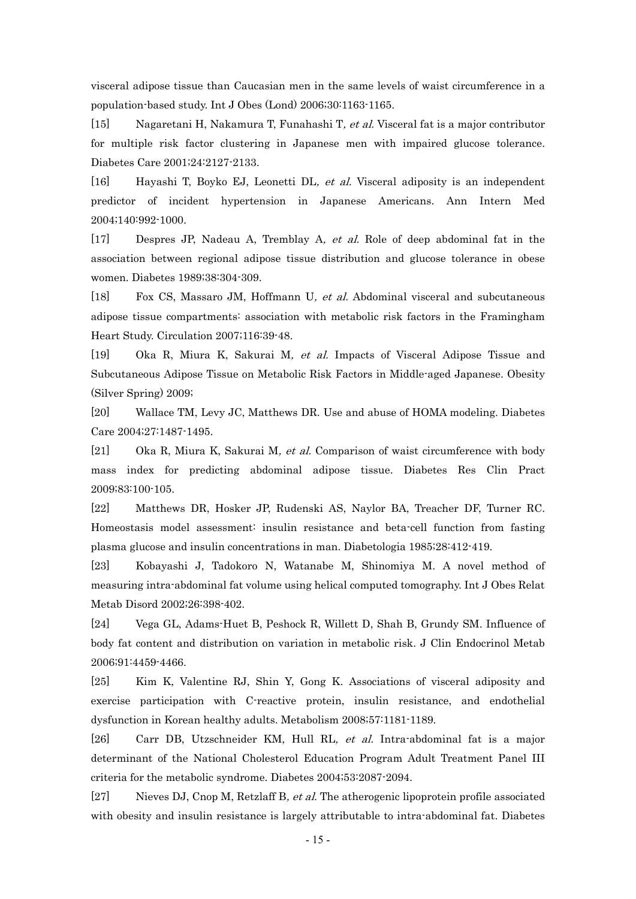visceral adipose tissue than Caucasian men in the same levels of waist circumference in a population-based study. Int J Obes (Lond) 2006;30:1163-1165.

[15] Nagaretani H, Nakamura T, Funahashi T*, et al.* Visceral fat is a major contributor for multiple risk factor clustering in Japanese men with impaired glucose tolerance. Diabetes Care 2001;24:2127-2133.

[16] Hayashi T, Boyko EJ, Leonetti DL*, et al.* Visceral adiposity is an independent predictor of incident hypertension in Japanese Americans. Ann Intern Med 2004;140:992-1000.

[17] Despres JP, Nadeau A, Tremblay A*, et al.* Role of deep abdominal fat in the association between regional adipose tissue distribution and glucose tolerance in obese women. Diabetes 1989;38:304-309.

[18] Fox CS, Massaro JM, Hoffmann U*, et al.* Abdominal visceral and subcutaneous adipose tissue compartments: association with metabolic risk factors in the Framingham Heart Study. Circulation 2007;116:39-48.

[19] Oka R, Miura K, Sakurai M*, et al.* Impacts of Visceral Adipose Tissue and Subcutaneous Adipose Tissue on Metabolic Risk Factors in Middle-aged Japanese. Obesity (Silver Spring) 2009;

[20] Wallace TM, Levy JC, Matthews DR. Use and abuse of HOMA modeling. Diabetes Care 2004;27:1487-1495.

[21] Oka R, Miura K, Sakurai M*, et al.* Comparison of waist circumference with body mass index for predicting abdominal adipose tissue. Diabetes Res Clin Pract 2009;83:100-105.

[22] Matthews DR, Hosker JP, Rudenski AS, Naylor BA, Treacher DF, Turner RC. Homeostasis model assessment: insulin resistance and beta-cell function from fasting plasma glucose and insulin concentrations in man. Diabetologia 1985;28:412-419.

[23] Kobayashi J, Tadokoro N, Watanabe M, Shinomiya M. A novel method of measuring intra-abdominal fat volume using helical computed tomography. Int J Obes Relat Metab Disord 2002;26:398-402.

[24] Vega GL, Adams-Huet B, Peshock R, Willett D, Shah B, Grundy SM. Influence of body fat content and distribution on variation in metabolic risk. J Clin Endocrinol Metab 2006;91:4459-4466.

[25] Kim K, Valentine RJ, Shin Y, Gong K. Associations of visceral adiposity and exercise participation with C-reactive protein, insulin resistance, and endothelial dysfunction in Korean healthy adults. Metabolism 2008;57:1181-1189.

[26] Carr DB, Utzschneider KM, Hull RL*, et al.* Intra-abdominal fat is a major determinant of the National Cholesterol Education Program Adult Treatment Panel III criteria for the metabolic syndrome. Diabetes 2004;53:2087-2094.

[27] Nieves DJ, Cnop M, Retzlaff B*, et al.* The atherogenic lipoprotein profile associated with obesity and insulin resistance is largely attributable to intra-abdominal fat. Diabetes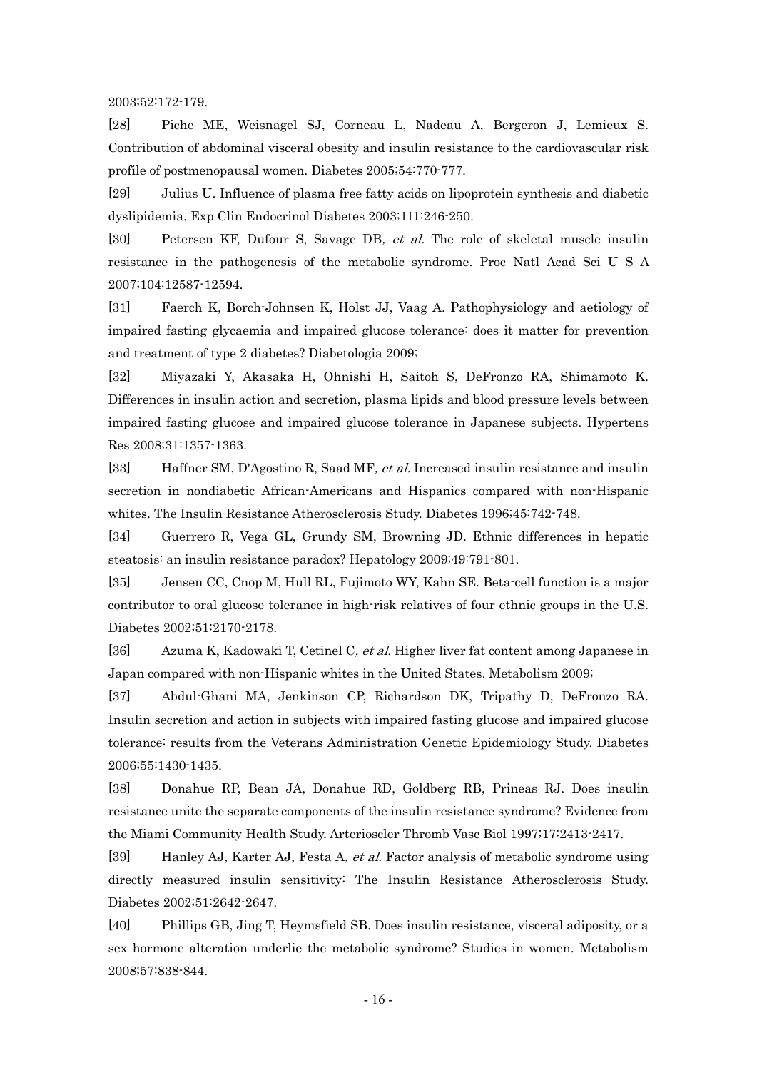2003;52:172-179.

[28] Piche ME, Weisnagel SJ, Corneau L, Nadeau A, Bergeron J, Lemieux S. Contribution of abdominal visceral obesity and insulin resistance to the cardiovascular risk profile of postmenopausal women. Diabetes 2005;54:770-777.

[29] Julius U. Influence of plasma free fatty acids on lipoprotein synthesis and diabetic dyslipidemia. Exp Clin Endocrinol Diabetes 2003;111:246-250.

[30] Petersen KF, Dufour S, Savage DB*, et al.* The role of skeletal muscle insulin resistance in the pathogenesis of the metabolic syndrome. Proc Natl Acad Sci U S A 2007;104:12587-12594.

[31] Faerch K, Borch-Johnsen K, Holst JJ, Vaag A. Pathophysiology and aetiology of impaired fasting glycaemia and impaired glucose tolerance: does it matter for prevention and treatment of type 2 diabetes? Diabetologia 2009;

[32] Miyazaki Y, Akasaka H, Ohnishi H, Saitoh S, DeFronzo RA, Shimamoto K. Differences in insulin action and secretion, plasma lipids and blood pressure levels between impaired fasting glucose and impaired glucose tolerance in Japanese subjects. Hypertens Res 2008;31:1357-1363.

[33] Haffner SM, D'Agostino R, Saad MF*, et al.* Increased insulin resistance and insulin secretion in nondiabetic African-Americans and Hispanics compared with non-Hispanic whites. The Insulin Resistance Atherosclerosis Study. Diabetes 1996;45:742-748.

[34] Guerrero R, Vega GL, Grundy SM, Browning JD. Ethnic differences in hepatic steatosis: an insulin resistance paradox? Hepatology 2009;49:791-801.

[35] Jensen CC, Cnop M, Hull RL, Fujimoto WY, Kahn SE. Beta-cell function is a major contributor to oral glucose tolerance in high-risk relatives of four ethnic groups in the U.S. Diabetes 2002;51:2170-2178.

[36] Azuma K, Kadowaki T, Cetinel C*, et al.* Higher liver fat content among Japanese in Japan compared with non-Hispanic whites in the United States. Metabolism 2009;

[37] Abdul-Ghani MA, Jenkinson CP, Richardson DK, Tripathy D, DeFronzo RA. Insulin secretion and action in subjects with impaired fasting glucose and impaired glucose tolerance: results from the Veterans Administration Genetic Epidemiology Study. Diabetes 2006;55:1430-1435.

[38] Donahue RP, Bean JA, Donahue RD, Goldberg RB, Prineas RJ. Does insulin resistance unite the separate components of the insulin resistance syndrome? Evidence from the Miami Community Health Study. Arterioscler Thromb Vasc Biol 1997;17:2413-2417.

[39] Hanley AJ, Karter AJ, Festa A*, et al.* Factor analysis of metabolic syndrome using directly measured insulin sensitivity: The Insulin Resistance Atherosclerosis Study. Diabetes 2002;51:2642-2647.

[40] Phillips GB, Jing T, Heymsfield SB. Does insulin resistance, visceral adiposity, or a sex hormone alteration underlie the metabolic syndrome? Studies in women. Metabolism 2008;57:838-844.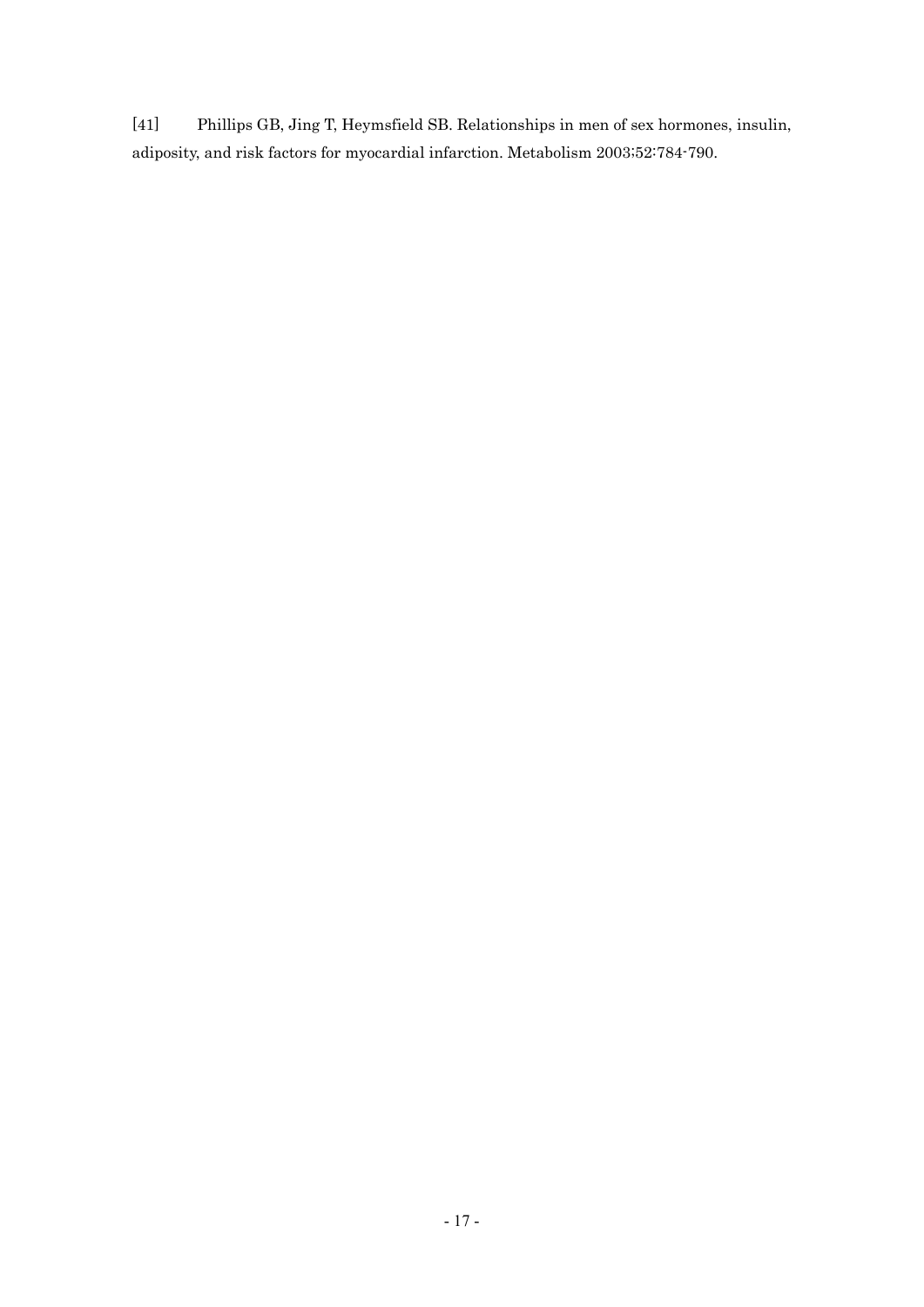[41] Phillips GB, Jing T, Heymsfield SB. Relationships in men of sex hormones, insulin, adiposity, and risk factors for myocardial infarction. Metabolism 2003;52:784-790.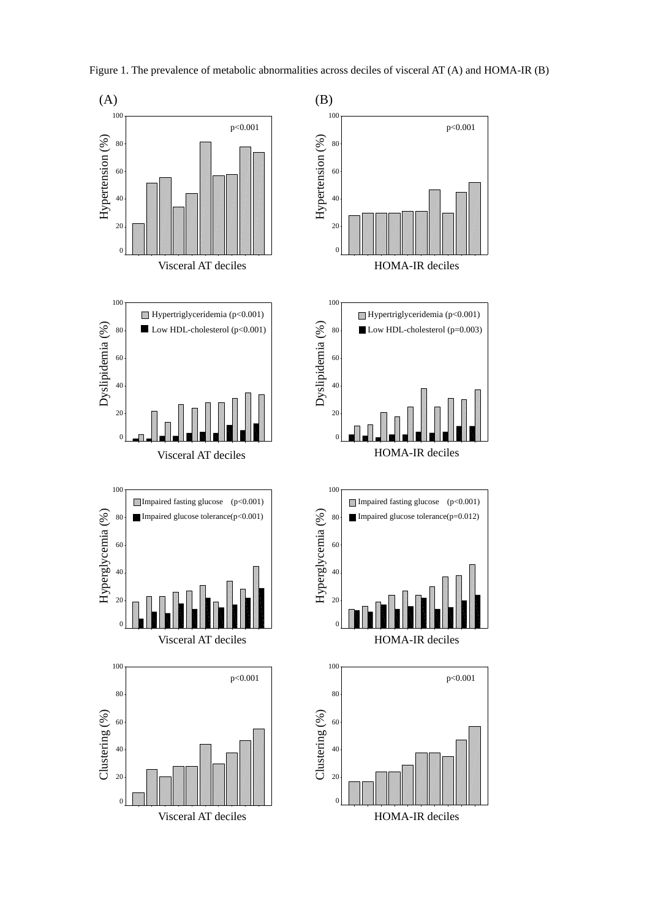Figure 1. The prevalence of metabolic abnormalities across deciles of visceral AT (A) and HOMA-IR (B)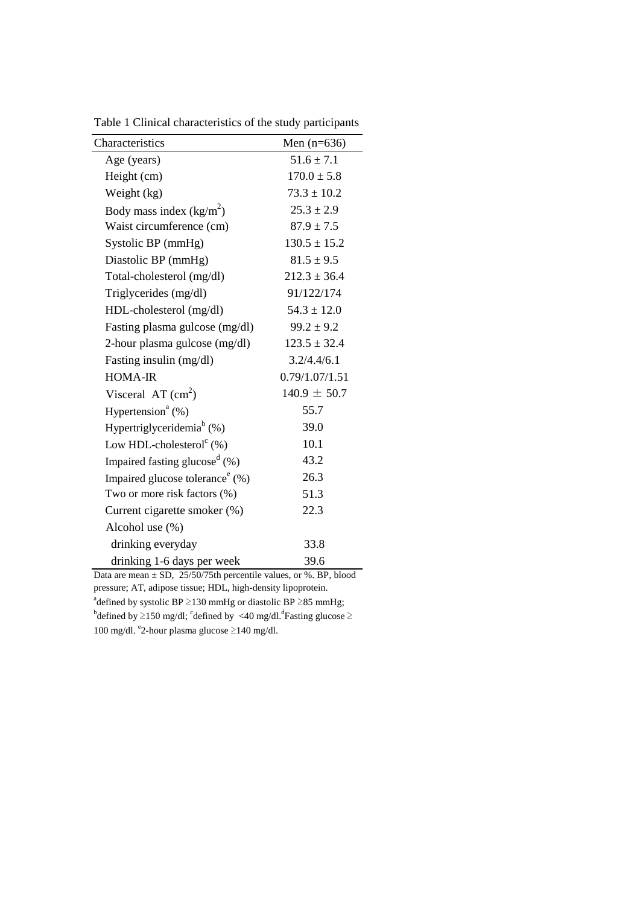Table 1 Clinical characteristics of the study participants

| Characteristics | Men (n=636) |
|---|---|
| Age (years) | 51.6 ± 7.1 |
| Height (cm) | 170.0 ± 5.8 |
| Weight (kg) | 73.3 ± 10.2 |
| Body mass index ($kg/m^2$) | 25.3 ± 2.9 |
| Waist circumference (cm) | 87.9 ± 7.5 |
| Systolic BP (mmHg) | 130.5 ± 15.2 |
| Diastolic BP (mmHg) | 81.5 ± 9.5 |
| Total-cholesterol (mg/dl) | 212.3 ± 36.4 |
| Triglycerides (mg/dl) | 91/122/174 |
| HDL-cholesterol (mg/dl) | 54.3 ± 12.0 |
| Fasting plasma gulcose (mg/dl) | 99.2 ± 9.2 |
| 2-hour plasma gulcose (mg/dl) | 123.5 ± 32.4 |
| Fasting insulin (mg/dl) | 3.2/4.4/6.1 |
| HOMA-IR | 0.79/1.07/1.51 |
| Visceral AT ($cm^2$) | 140.9 ± 50.7 |
| Hypertension[a] (%) | 55.7 |
| Hypertriglyceridemia[b] (%) | 39.0 |
| Low HDL-cholesterol[c] (%) | 10.1 |
| Impaired fasting glucose[d] (%) | 43.2 |
| Impaired glucose tolerance[e] (%) | 26.3 |
| Two or more risk factors (%) | 51.3 |
| Current cigarette smoker (%) | 22.3 |
| Alcohol use (%) | |
| drinking everyday | 33.8 |
| drinking 1-6 days per week | 39.6 |

Data are mean ± SD, 25/50/75th percentile values, or %. BP, blood pressure; AT, adipose tissue; HDL, high-density lipoprotein.
[a]defined by systolic BP ≥130 mmHg or diastolic BP ≥85 mmHg; [b]defined by ≥150 mg/dl; [c]defined by <40 mg/dl. [d]Fasting glucose ≥ 100 mg/dl. [e]2-hour plasma glucose ≥140 mg/dl.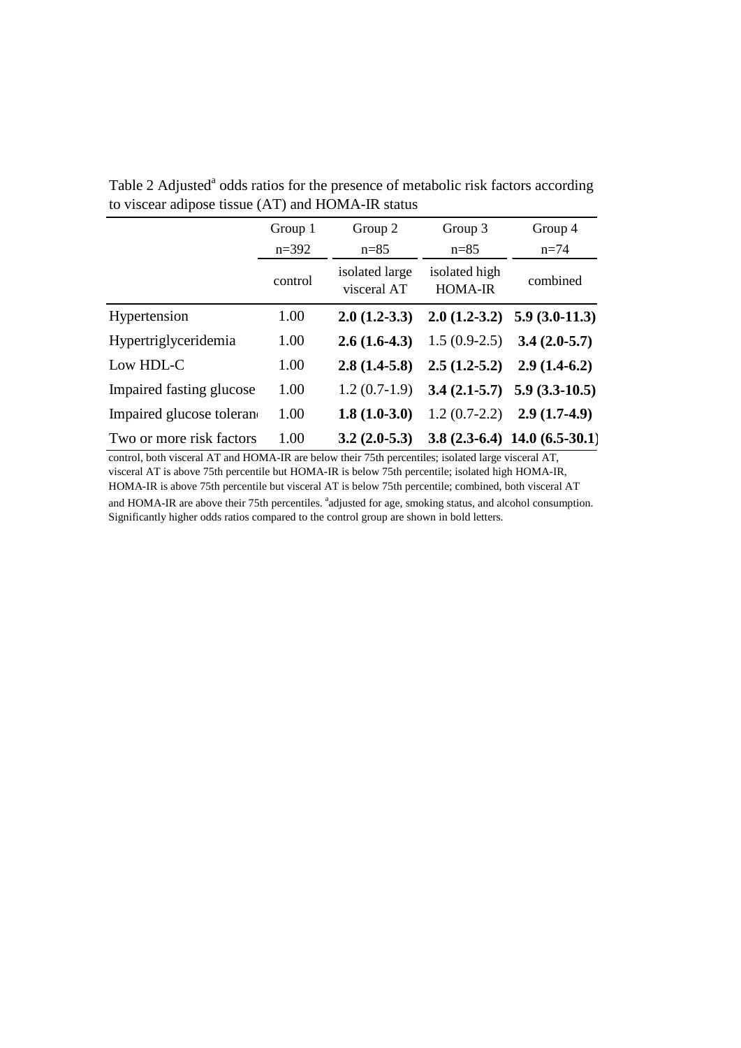Table 2 Adjusted[a] odds ratios for the presence of metabolic risk factors according to viscear adipose tissue (AT) and HOMA-IR status

| | Group 1 | Group 2 | Group 3 | Group 4 |
|---|---|---|---|---|
| | n=392 | n=85 | n=85 | n=74 |
| | control | isolated large visceral AT | isolated high HOMA-IR | combined |
| Hypertension | 1.00 | **2.0 (1.2-3.3)** | **2.0 (1.2-3.2)** | **5.9 (3.0-11.3)** |
| Hypertriglyceridemia | 1.00 | **2.6 (1.6-4.3)** | 1.5 (0.9-2.5) | **3.4 (2.0-5.7)** |
| Low HDL-C | 1.00 | **2.8 (1.4-5.8)** | **2.5 (1.2-5.2)** | **2.9 (1.4-6.2)** |
| Impaired fasting glucose | 1.00 | 1.2 (0.7-1.9) | **3.4 (2.1-5.7)** | **5.9 (3.3-10.5)** |
| Impaired glucose toleran | 1.00 | **1.8 (1.0-3.0)** | 1.2 (0.7-2.2) | **2.9 (1.7-4.9)** |
| Two or more risk factors | 1.00 | **3.2 (2.0-5.3)** | **3.8 (2.3-6.4)** | **14.0 (6.5-30.1)** |

control, both visceral AT and HOMA-IR are below their 75th percentiles; isolated large visceral AT, visceral AT is above 75th percentile but HOMA-IR is below 75th percentile; isolated high HOMA-IR, HOMA-IR is above 75th percentile but visceral AT is below 75th percentile; combined, both visceral AT and HOMA-IR are above their 75th percentiles. [a]adjusted for age, smoking status, and alcohol consumption. Significantly higher odds ratios compared to the control group are shown in bold letters.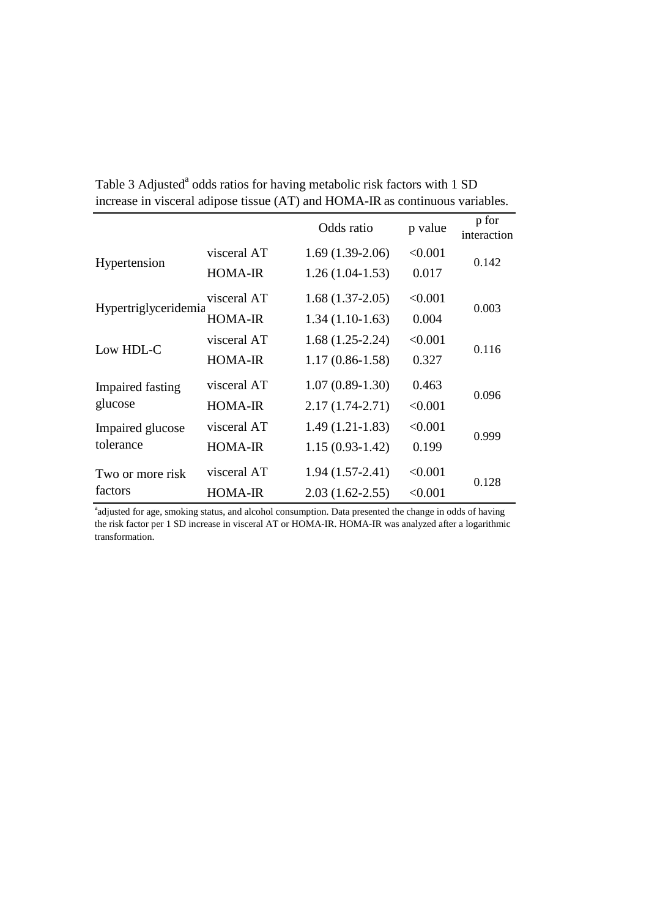Table 3 Adjusted[a] odds ratios for having metabolic risk factors with 1 SD increase in visceral adipose tissue (AT) and HOMA-IR as continuous variables.

| | | Odds ratio | p value | p for interaction |
|---|---|---|---|---|
| Hypertension | visceral AT | 1.69 (1.39-2.06) | <0.001 | 0.142 |
| | HOMA-IR | 1.26 (1.04-1.53) | 0.017 | |
| Hypertriglyceridemia | visceral AT | 1.68 (1.37-2.05) | <0.001 | 0.003 |
| | HOMA-IR | 1.34 (1.10-1.63) | 0.004 | |
| Low HDL-C | visceral AT | 1.68 (1.25-2.24) | <0.001 | 0.116 |
| | HOMA-IR | 1.17 (0.86-1.58) | 0.327 | |
| Impaired fasting glucose | visceral AT | 1.07 (0.89-1.30) | 0.463 | 0.096 |
| | HOMA-IR | 2.17 (1.74-2.71) | <0.001 | |
| Impaired glucose tolerance | visceral AT | 1.49 (1.21-1.83) | <0.001 | 0.999 |
| | HOMA-IR | 1.15 (0.93-1.42) | 0.199 | |
| Two or more risk factors | visceral AT | 1.94 (1.57-2.41) | <0.001 | 0.128 |
| | HOMA-IR | 2.03 (1.62-2.55) | <0.001 | |

[a]adjusted for age, smoking status, and alcohol consumption. Data presented the change in odds of having the risk factor per 1 SD increase in visceral AT or HOMA-IR. HOMA-IR was analyzed after a logarithmic transformation.